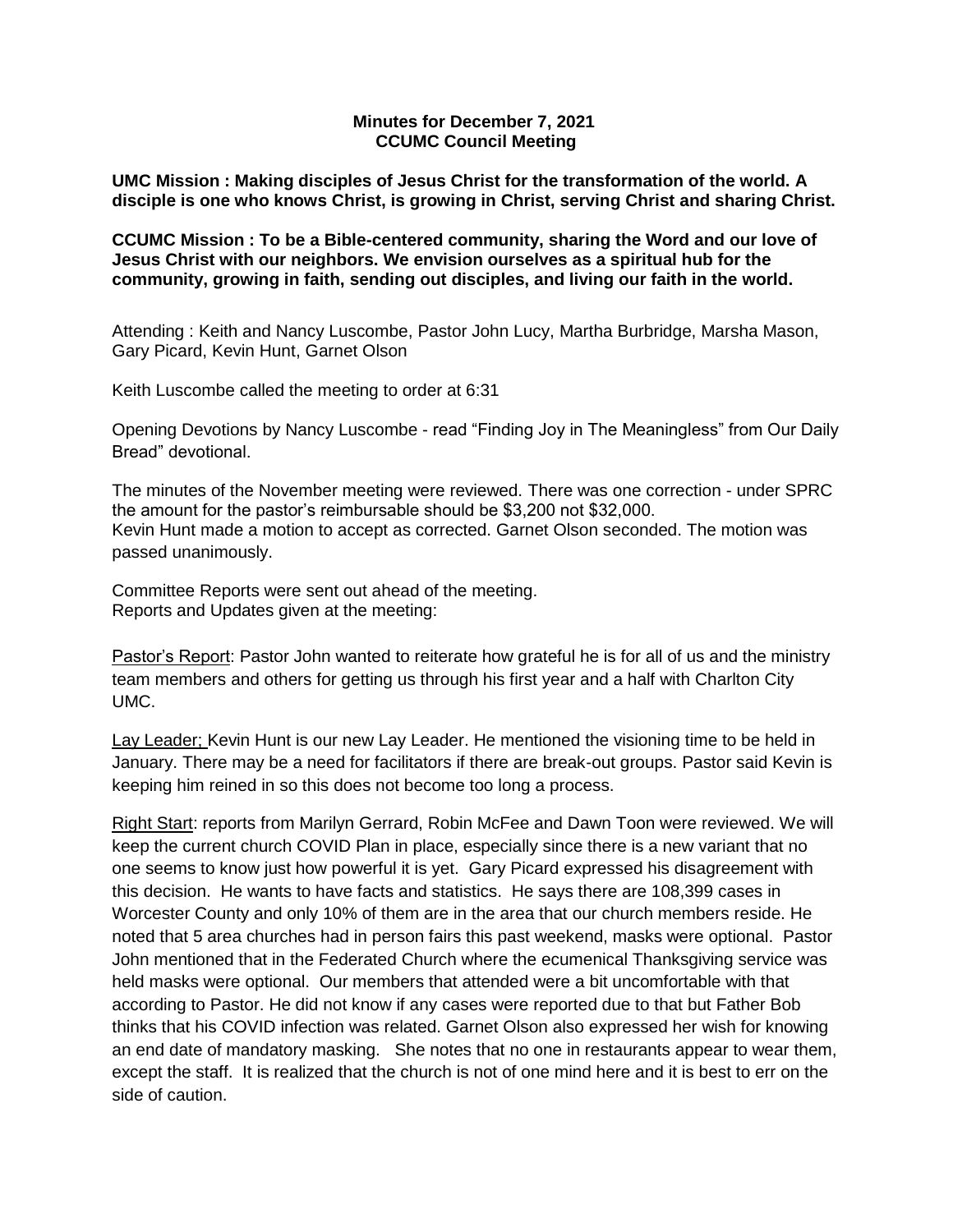**Minutes for December 7, 2021**
**CCUMC Council Meeting**

**UMC Mission : Making disciples of Jesus Christ for the transformation of the world. A disciple is one who knows Christ, is growing in Christ, serving Christ and sharing Christ.**

**CCUMC Mission : To be a Bible-centered community, sharing the Word and our love of Jesus Christ with our neighbors. We envision ourselves as a spiritual hub for the community, growing in faith, sending out disciples, and living our faith in the world.**

Attending : Keith and Nancy Luscombe, Pastor John Lucy, Martha Burbridge, Marsha Mason, Gary Picard, Kevin Hunt, Garnet Olson

Keith Luscombe called the meeting to order at 6:31

Opening Devotions by Nancy Luscombe - read "Finding Joy in The Meaningless" from Our Daily Bread" devotional.

The minutes of the November meeting were reviewed. There was one correction - under SPRC the amount for the pastor's reimbursable should be $3,200 not $32,000.
Kevin Hunt made a motion to accept as corrected. Garnet Olson seconded. The motion was passed unanimously.

Committee Reports were sent out ahead of the meeting.
Reports and Updates given at the meeting:

<u>Pastor's Report</u>: Pastor John wanted to reiterate how grateful he is for all of us and the ministry team members and others for getting us through his first year and a half with Charlton City UMC.

<u>Lay Leader;</u> Kevin Hunt is our new Lay Leader. He mentioned the visioning time to be held in January. There may be a need for facilitators if there are break-out groups. Pastor said Kevin is keeping him reined in so this does not become too long a process.

<u>Right Start</u>: reports from Marilyn Gerrard, Robin McFee and Dawn Toon were reviewed. We will keep the current church COVID Plan in place, especially since there is a new variant that no one seems to know just how powerful it is yet. Gary Picard expressed his disagreement with this decision. He wants to have facts and statistics. He says there are 108,399 cases in Worcester County and only 10% of them are in the area that our church members reside. He noted that 5 area churches had in person fairs this past weekend, masks were optional. Pastor John mentioned that in the Federated Church where the ecumenical Thanksgiving service was held masks were optional. Our members that attended were a bit uncomfortable with that according to Pastor. He did not know if any cases were reported due to that but Father Bob thinks that his COVID infection was related. Garnet Olson also expressed her wish for knowing an end date of mandatory masking. She notes that no one in restaurants appear to wear them, except the staff. It is realized that the church is not of one mind here and it is best to err on the side of caution.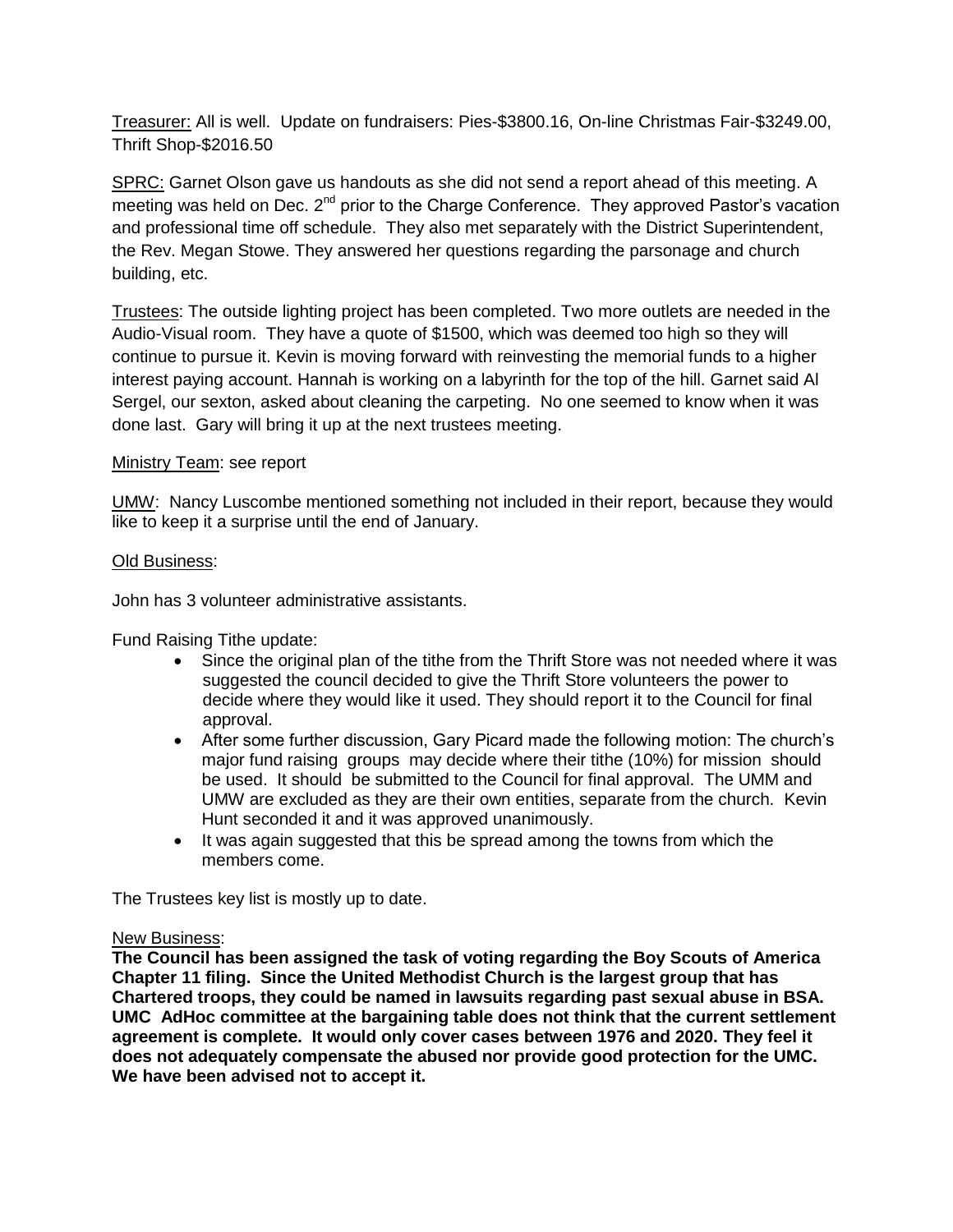Treasurer: All is well. Update on fundraisers: Pies-\$3800.16, On-line Christmas Fair-\$3249.00, Thrift Shop-\$2016.50

SPRC: Garnet Olson gave us handouts as she did not send a report ahead of this meeting. A meeting was held on Dec. 2nd prior to the Charge Conference. They approved Pastor's vacation and professional time off schedule. They also met separately with the District Superintendent, the Rev. Megan Stowe. They answered her questions regarding the parsonage and church building, etc.

Trustees: The outside lighting project has been completed. Two more outlets are needed in the Audio-Visual room. They have a quote of \$1500, which was deemed too high so they will continue to pursue it. Kevin is moving forward with reinvesting the memorial funds to a higher interest paying account. Hannah is working on a labyrinth for the top of the hill. Garnet said Al Sergel, our sexton, asked about cleaning the carpeting. No one seemed to know when it was done last. Gary will bring it up at the next trustees meeting.

Ministry Team: see report

UMW: Nancy Luscombe mentioned something not included in their report, because they would like to keep it a surprise until the end of January.

Old Business:

John has 3 volunteer administrative assistants.

Fund Raising Tithe update:

- Since the original plan of the tithe from the Thrift Store was not needed where it was suggested the council decided to give the Thrift Store volunteers the power to decide where they would like it used. They should report it to the Council for final approval.
- After some further discussion, Gary Picard made the following motion: The church's major fund raising groups may decide where their tithe (10%) for mission should be used. It should be submitted to the Council for final approval. The UMM and UMW are excluded as they are their own entities, separate from the church. Kevin Hunt seconded it and it was approved unanimously.
- It was again suggested that this be spread among the towns from which the members come.

The Trustees key list is mostly up to date.

New Business:

**The Council has been assigned the task of voting regarding the Boy Scouts of America Chapter 11 filing. Since the United Methodist Church is the largest group that has Chartered troops, they could be named in lawsuits regarding past sexual abuse in BSA. UMC AdHoc committee at the bargaining table does not think that the current settlement agreement is complete. It would only cover cases between 1976 and 2020. They feel it does not adequately compensate the abused nor provide good protection for the UMC. We have been advised not to accept it.**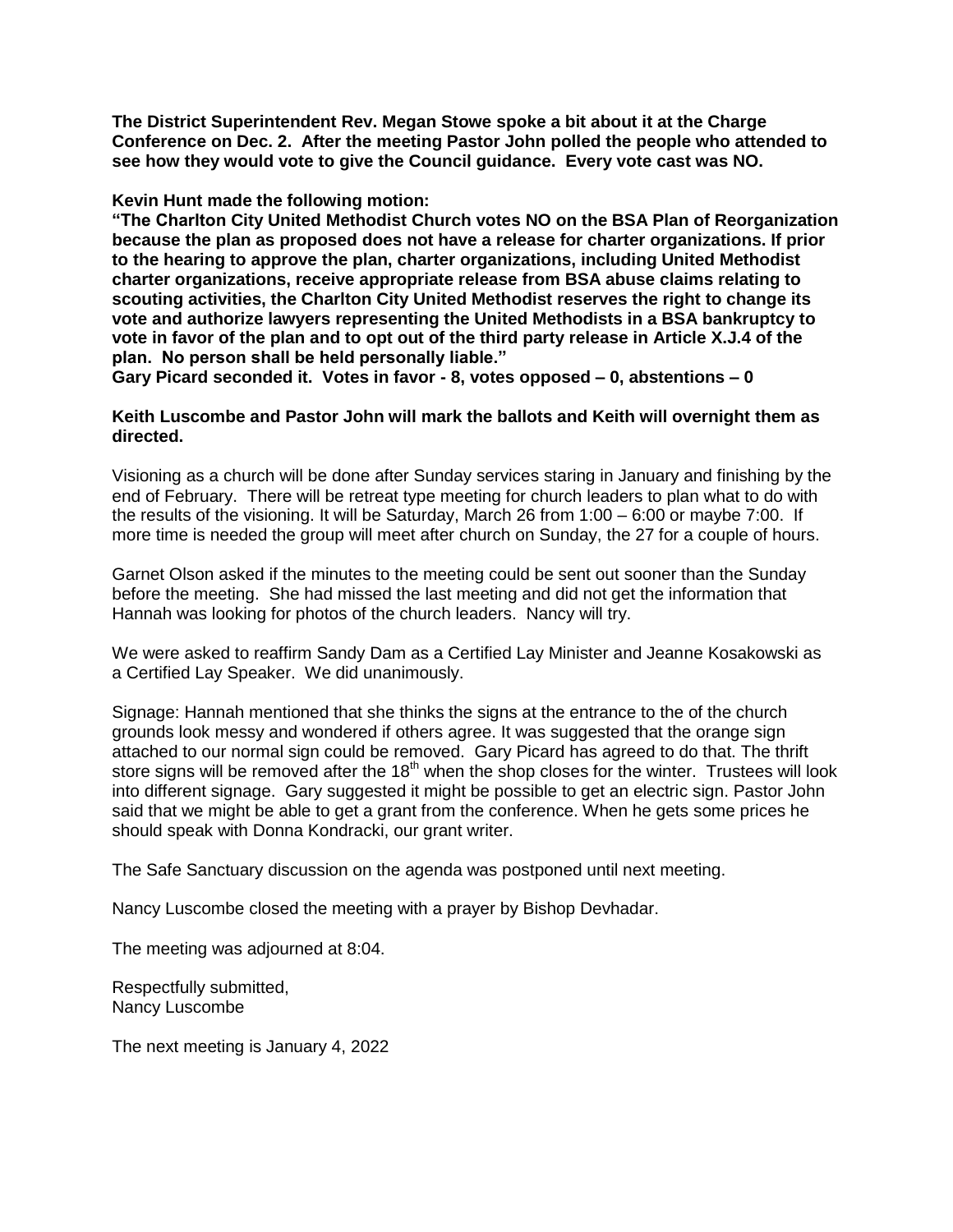**The District Superintendent Rev. Megan Stowe spoke a bit about it at the Charge Conference on Dec. 2. After the meeting Pastor John polled the people who attended to see how they would vote to give the Council guidance. Every vote cast was NO.**

**Kevin Hunt made the following motion:**
**"The Charlton City United Methodist Church votes NO on the BSA Plan of Reorganization because the plan as proposed does not have a release for charter organizations. If prior to the hearing to approve the plan, charter organizations, including United Methodist charter organizations, receive appropriate release from BSA abuse claims relating to scouting activities, the Charlton City United Methodist reserves the right to change its vote and authorize lawyers representing the United Methodists in a BSA bankruptcy to vote in favor of the plan and to opt out of the third party release in Article X.J.4 of the plan. No person shall be held personally liable."**
**Gary Picard seconded it. Votes in favor - 8, votes opposed – 0, abstentions – 0**

**Keith Luscombe and Pastor John will mark the ballots and Keith will overnight them as directed.**

Visioning as a church will be done after Sunday services staring in January and finishing by the end of February. There will be retreat type meeting for church leaders to plan what to do with the results of the visioning. It will be Saturday, March 26 from 1:00 – 6:00 or maybe 7:00. If more time is needed the group will meet after church on Sunday, the 27 for a couple of hours.

Garnet Olson asked if the minutes to the meeting could be sent out sooner than the Sunday before the meeting. She had missed the last meeting and did not get the information that Hannah was looking for photos of the church leaders. Nancy will try.

We were asked to reaffirm Sandy Dam as a Certified Lay Minister and Jeanne Kosakowski as a Certified Lay Speaker. We did unanimously.

Signage: Hannah mentioned that she thinks the signs at the entrance to the of the church grounds look messy and wondered if others agree. It was suggested that the orange sign attached to our normal sign could be removed. Gary Picard has agreed to do that. The thrift store signs will be removed after the 18th when the shop closes for the winter. Trustees will look into different signage. Gary suggested it might be possible to get an electric sign. Pastor John said that we might be able to get a grant from the conference. When he gets some prices he should speak with Donna Kondracki, our grant writer.

The Safe Sanctuary discussion on the agenda was postponed until next meeting.

Nancy Luscombe closed the meeting with a prayer by Bishop Devhadar.

The meeting was adjourned at 8:04.

Respectfully submitted,
Nancy Luscombe

The next meeting is January 4, 2022